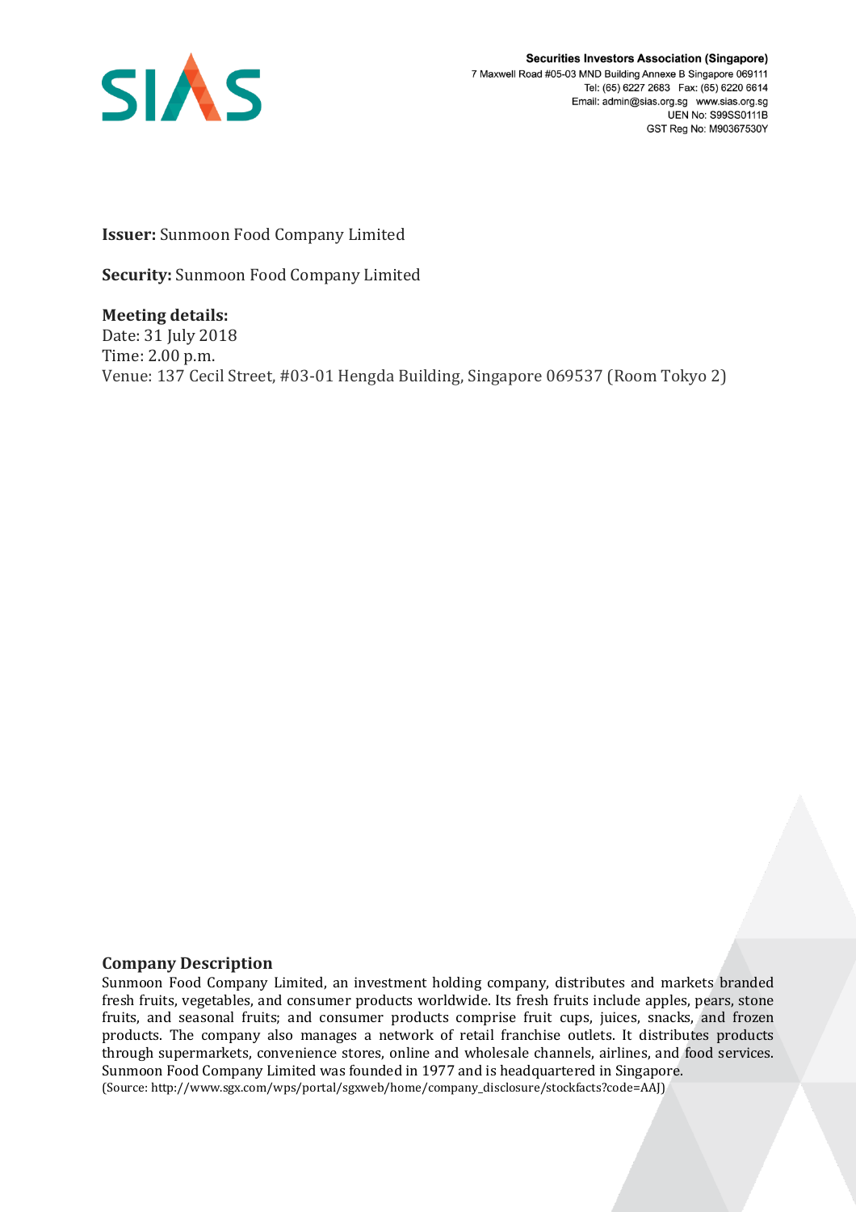Securities Investors Association (Singapore)
7 Maxwell Road #05-03 MND Building Annexe B Singapore 069111
Tel: (65) 6227 2683 Fax: (65) 6220 6614
Email: admin@sias.org.sg www.sias.org.sg
UEN No: S99SS0111B
GST Reg No: M90367530Y

**Issuer:** Sunmoon Food Company Limited

**Security:** Sunmoon Food Company Limited

**Meeting details:**
Date: 31 July 2018
Time: 2.00 p.m.
Venue: 137 Cecil Street, #03-01 Hengda Building, Singapore 069537 (Room Tokyo 2)

## Company Description

Sunmoon Food Company Limited, an investment holding company, distributes and markets branded fresh fruits, vegetables, and consumer products worldwide. Its fresh fruits include apples, pears, stone fruits, and seasonal fruits; and consumer products comprise fruit cups, juices, snacks, and frozen products. The company also manages a network of retail franchise outlets. It distributes products through supermarkets, convenience stores, online and wholesale channels, airlines, and food services. Sunmoon Food Company Limited was founded in 1977 and is headquartered in Singapore.

(Source: http://www.sgx.com/wps/portal/sgxweb/home/company_disclosure/stockfacts?code=AAJ)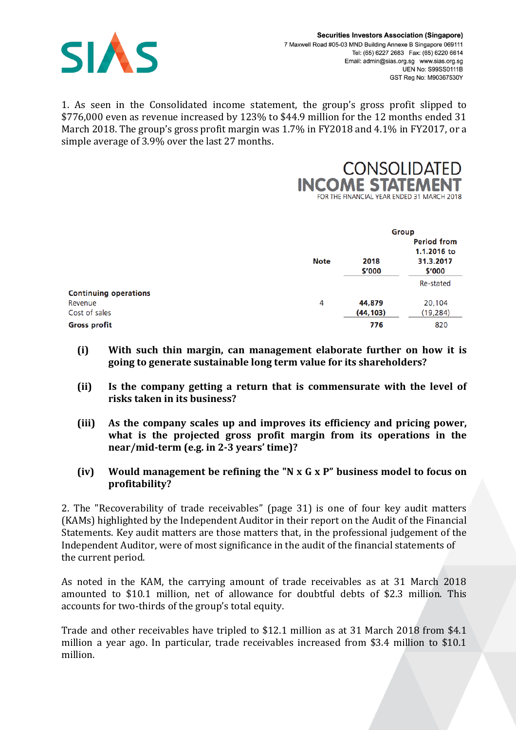1. As seen in the Consolidated income statement, the group's gross profit slipped to $776,000 even as revenue increased by 123% to $44.9 million for the 12 months ended 31 March 2018. The group's gross profit margin was 1.7% in FY2018 and 4.1% in FY2017, or a simple average of 3.9% over the last 27 months.

**CONSOLIDATED INCOME STATEMENT**
FOR THE FINANCIAL YEAR ENDED 31 MARCH 2018

| | Note | Group | |
|---|---|---|---|
| | | **2018 $'000** | **Period from 1.1.2016 to 31.3.2017 $'000** |
| | | | Re-stated |
| **Continuing operations** | | | |
| Revenue | 4 | **44,879** | 20,104 |
| Cost of sales | | **(44,103)** | (19,284) |
| **Gross profit** | | **776** | 820 |

- **(i)** **With such thin margin, can management elaborate further on how it is going to generate sustainable long term value for its shareholders?**
- **(ii)** **Is the company getting a return that is commensurate with the level of risks taken in its business?**
- **(iii)** **As the company scales up and improves its efficiency and pricing power, what is the projected gross profit margin from its operations in the near/mid-term (e.g. in 2-3 years' time)?**
- **(iv)** **Would management be refining the "N x G x P" business model to focus on profitability?**

2. The "Recoverability of trade receivables" (page 31) is one of four key audit matters (KAMs) highlighted by the Independent Auditor in their report on the Audit of the Financial Statements. Key audit matters are those matters that, in the professional judgement of the Independent Auditor, were of most significance in the audit of the financial statements of the current period.

As noted in the KAM, the carrying amount of trade receivables as at 31 March 2018 amounted to $10.1 million, net of allowance for doubtful debts of $2.3 million. This accounts for two-thirds of the group's total equity.

Trade and other receivables have tripled to $12.1 million as at 31 March 2018 from $4.1 million a year ago. In particular, trade receivables increased from $3.4 million to $10.1 million.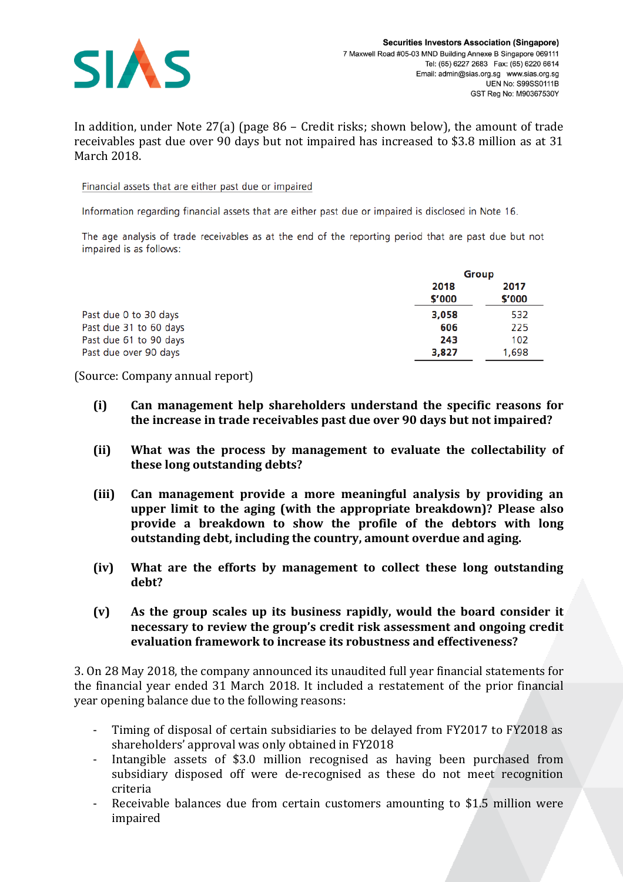In addition, under Note 27(a) (page 86 – Credit risks; shown below), the amount of trade receivables past due over 90 days but not impaired has increased to $3.8 million as at 31 March 2018.

Financial assets that are either past due or impaired

Information regarding financial assets that are either past due or impaired is disclosed in Note 16.

The age analysis of trade receivables as at the end of the reporting period that are past due but not impaired is as follows:

| | Group | |
|---|---|---|
| | **2018** | **2017** |
| | **$'000** | **$'000** |
| Past due 0 to 30 days | **3,058** | 532 |
| Past due 31 to 60 days | **606** | 225 |
| Past due 61 to 90 days | **243** | 102 |
| Past due over 90 days | **3,827** | 1,698 |

(Source: Company annual report)

**(i) Can management help shareholders understand the specific reasons for the increase in trade receivables past due over 90 days but not impaired?**

**(ii) What was the process by management to evaluate the collectability of these long outstanding debts?**

**(iii) Can management provide a more meaningful analysis by providing an upper limit to the aging (with the appropriate breakdown)? Please also provide a breakdown to show the profile of the debtors with long outstanding debt, including the country, amount overdue and aging.**

**(iv) What are the efforts by management to collect these long outstanding debt?**

**(v) As the group scales up its business rapidly, would the board consider it necessary to review the group's credit risk assessment and ongoing credit evaluation framework to increase its robustness and effectiveness?**

3. On 28 May 2018, the company announced its unaudited full year financial statements for the financial year ended 31 March 2018. It included a restatement of the prior financial year opening balance due to the following reasons:

- Timing of disposal of certain subsidiaries to be delayed from FY2017 to FY2018 as shareholders' approval was only obtained in FY2018
- Intangible assets of $3.0 million recognised as having been purchased from subsidiary disposed off were de-recognised as these do not meet recognition criteria
- Receivable balances due from certain customers amounting to $1.5 million were impaired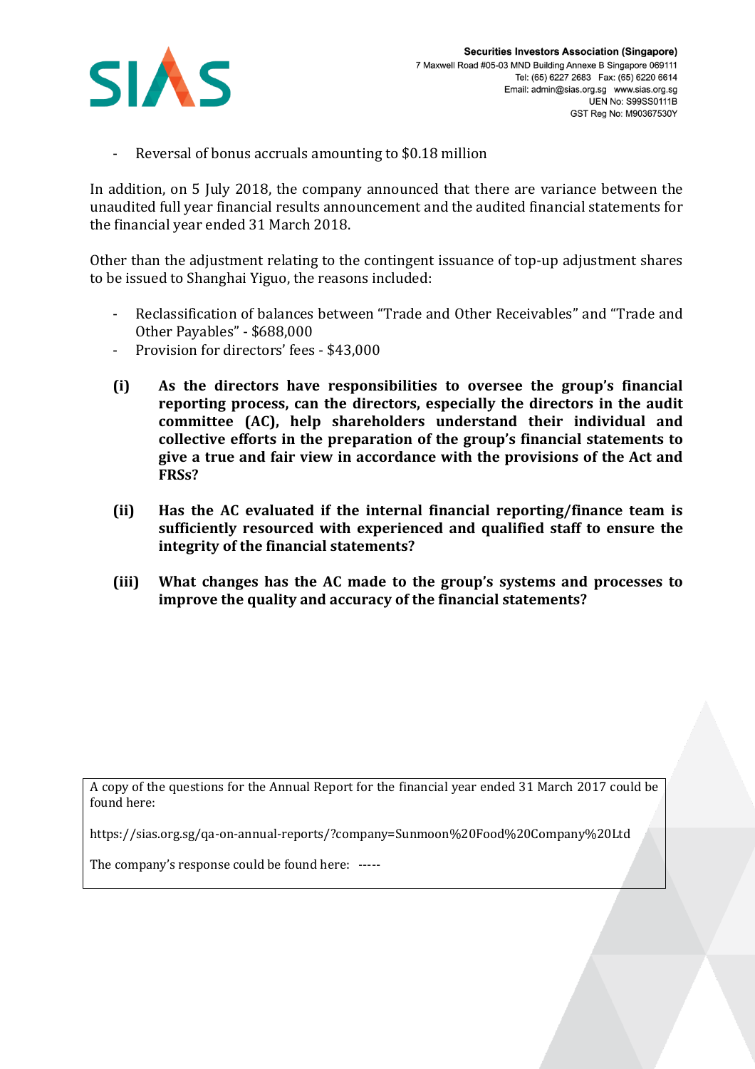- Reversal of bonus accruals amounting to $0.18 million

In addition, on 5 July 2018, the company announced that there are variance between the unaudited full year financial results announcement and the audited financial statements for the financial year ended 31 March 2018.

Other than the adjustment relating to the contingent issuance of top-up adjustment shares to be issued to Shanghai Yiguo, the reasons included:

- Reclassification of balances between "Trade and Other Receivables" and "Trade and Other Payables" - $688,000
- Provision for directors' fees - $43,000

**(i) As the directors have responsibilities to oversee the group's financial reporting process, can the directors, especially the directors in the audit committee (AC), help shareholders understand their individual and collective efforts in the preparation of the group's financial statements to give a true and fair view in accordance with the provisions of the Act and FRSs?**

**(ii) Has the AC evaluated if the internal financial reporting/finance team is sufficiently resourced with experienced and qualified staff to ensure the integrity of the financial statements?**

**(iii) What changes has the AC made to the group's systems and processes to improve the quality and accuracy of the financial statements?**

A copy of the questions for the Annual Report for the financial year ended 31 March 2017 could be found here:

https://sias.org.sg/qa-on-annual-reports/?company=Sunmoon%20Food%20Company%20Ltd

The company's response could be found here: -----